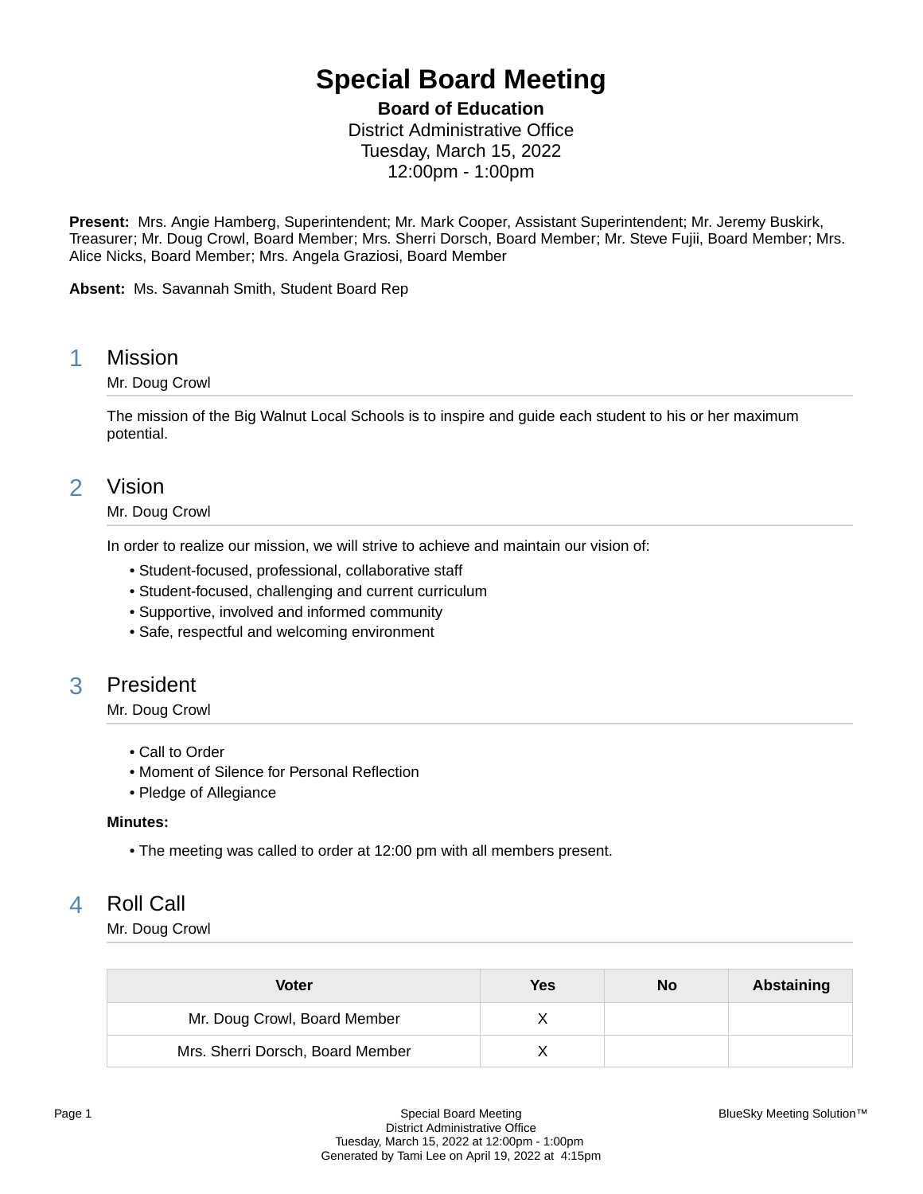# Special Board Meeting

**Board of Education**
District Administrative Office
Tuesday, March 15, 2022
12:00pm - 1:00pm

**Present:** Mrs. Angie Hamberg, Superintendent; Mr. Mark Cooper, Assistant Superintendent; Mr. Jeremy Buskirk, Treasurer; Mr. Doug Crowl, Board Member; Mrs. Sherri Dorsch, Board Member; Mr. Steve Fujii, Board Member; Mrs. Alice Nicks, Board Member; Mrs. Angela Graziosi, Board Member

**Absent:** Ms. Savannah Smith, Student Board Rep

## 1 Mission

Mr. Doug Crowl

The mission of the Big Walnut Local Schools is to inspire and guide each student to his or her maximum potential.

## 2 Vision

Mr. Doug Crowl

In order to realize our mission, we will strive to achieve and maintain our vision of:

- Student-focused, professional, collaborative staff
- Student-focused, challenging and current curriculum
- Supportive, involved and informed community
- Safe, respectful and welcoming environment

## 3 President

Mr. Doug Crowl

- Call to Order
- Moment of Silence for Personal Reflection
- Pledge of Allegiance

**Minutes:**

- The meeting was called to order at 12:00 pm with all members present.

## 4 Roll Call

Mr. Doug Crowl

| Voter | Yes | No | Abstaining |
|---|---|---|---|
| Mr. Doug Crowl, Board Member | X | | |
| Mrs. Sherri Dorsch, Board Member | X | | |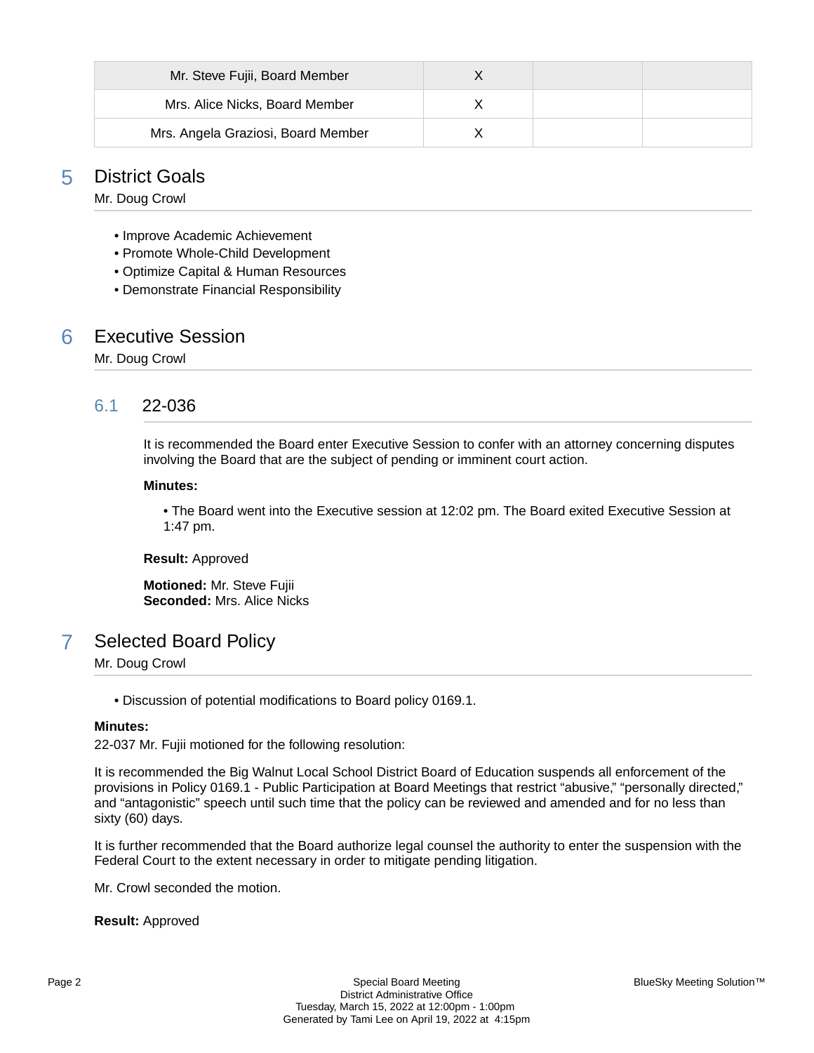| Mr. Steve Fujii, Board Member | X | | |
|---|---|---|---|
| Mrs. Alice Nicks, Board Member | X | | |
| Mrs. Angela Graziosi, Board Member | X | | |

## 5 District Goals

Mr. Doug Crowl

- Improve Academic Achievement
- Promote Whole-Child Development
- Optimize Capital & Human Resources
- Demonstrate Financial Responsibility

## 6 Executive Session

Mr. Doug Crowl

### 6.1 22-036

It is recommended the Board enter Executive Session to confer with an attorney concerning disputes involving the Board that are the subject of pending or imminent court action.

**Minutes:**

- The Board went into the Executive session at 12:02 pm. The Board exited Executive Session at 1:47 pm.

**Result:** Approved

**Motioned:** Mr. Steve Fujii
**Seconded:** Mrs. Alice Nicks

## 7 Selected Board Policy

Mr. Doug Crowl

- Discussion of potential modifications to Board policy 0169.1.

**Minutes:**
22-037 Mr. Fujii motioned for the following resolution:

It is recommended the Big Walnut Local School District Board of Education suspends all enforcement of the provisions in Policy 0169.1 - Public Participation at Board Meetings that restrict "abusive," "personally directed," and "antagonistic" speech until such time that the policy can be reviewed and amended and for no less than sixty (60) days.

It is further recommended that the Board authorize legal counsel the authority to enter the suspension with the Federal Court to the extent necessary in order to mitigate pending litigation.

Mr. Crowl seconded the motion.

**Result:** Approved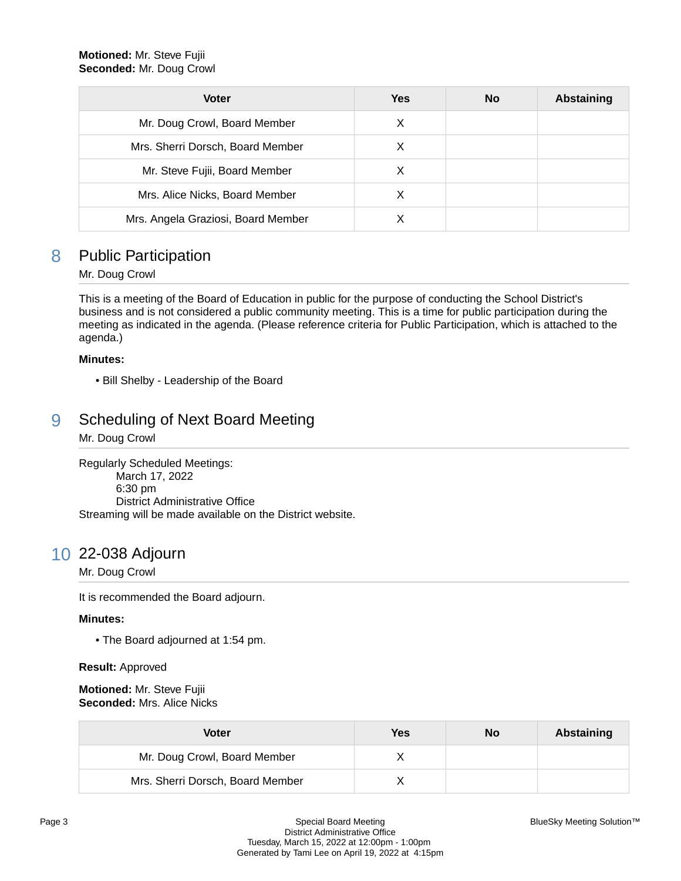**Motioned:** Mr. Steve Fujii
**Seconded:** Mr. Doug Crowl

| Voter | Yes | No | Abstaining |
| --- | --- | --- | --- |
| Mr. Doug Crowl, Board Member | X | | |
| Mrs. Sherri Dorsch, Board Member | X | | |
| Mr. Steve Fujii, Board Member | X | | |
| Mrs. Alice Nicks, Board Member | X | | |
| Mrs. Angela Graziosi, Board Member | X | | |

## 8 Public Participation

Mr. Doug Crowl

This is a meeting of the Board of Education in public for the purpose of conducting the School District's business and is not considered a public community meeting. This is a time for public participation during the meeting as indicated in the agenda. (Please reference criteria for Public Participation, which is attached to the agenda.)

**Minutes:**

- Bill Shelby - Leadership of the Board

## 9 Scheduling of Next Board Meeting

Mr. Doug Crowl

Regularly Scheduled Meetings:
March 17, 2022
6:30 pm
District Administrative Office
Streaming will be made available on the District website.

## 10 22-038 Adjourn

Mr. Doug Crowl

It is recommended the Board adjourn.

**Minutes:**

- The Board adjourned at 1:54 pm.

**Result:** Approved

**Motioned:** Mr. Steve Fujii
**Seconded:** Mrs. Alice Nicks

| Voter | Yes | No | Abstaining |
| --- | --- | --- | --- |
| Mr. Doug Crowl, Board Member | X | | |
| Mrs. Sherri Dorsch, Board Member | X | | |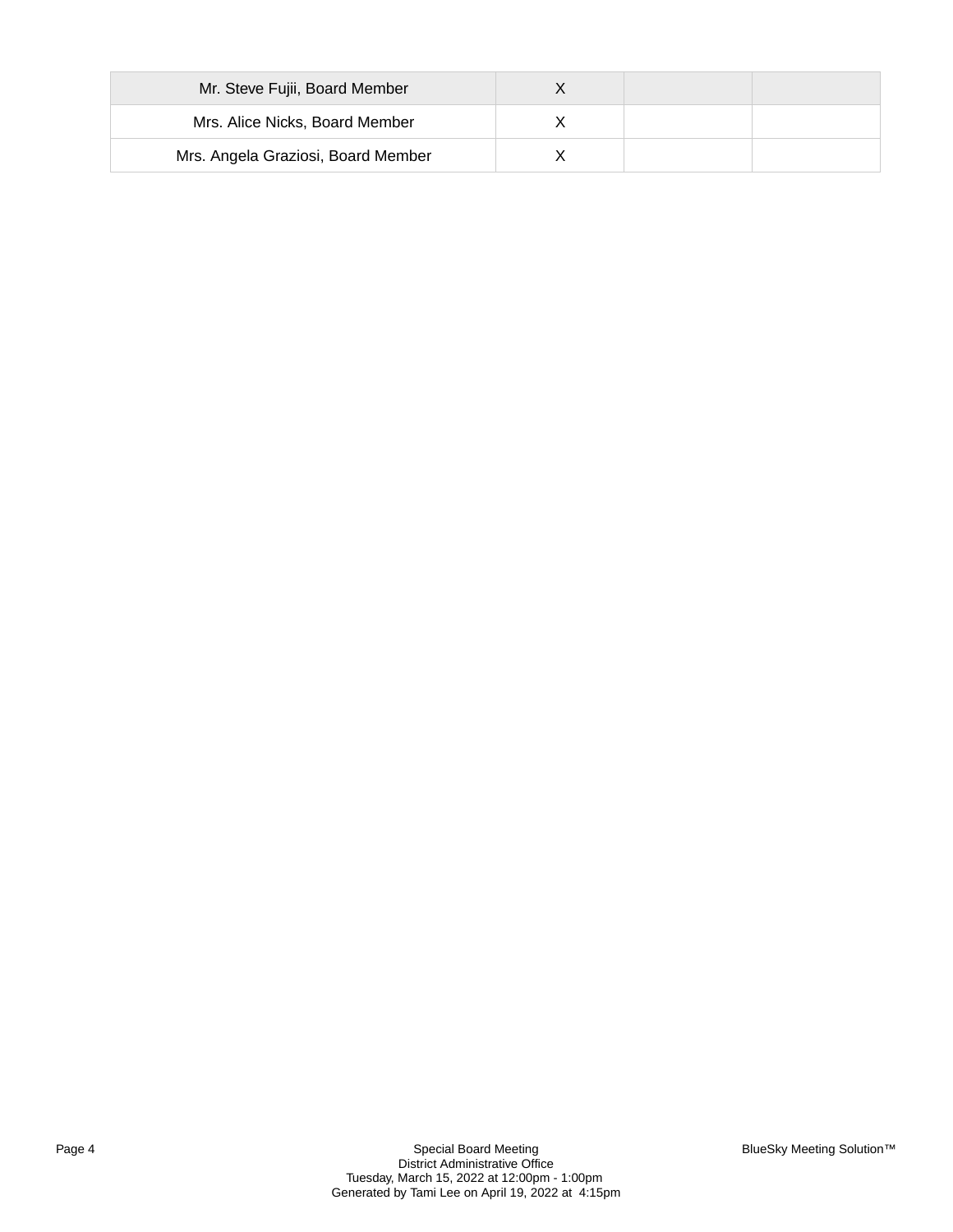| | | | |
|---|---|---|---|
| Mr. Steve Fujii, Board Member | X | | |
| Mrs. Alice Nicks, Board Member | X | | |
| Mrs. Angela Graziosi, Board Member | X | | |